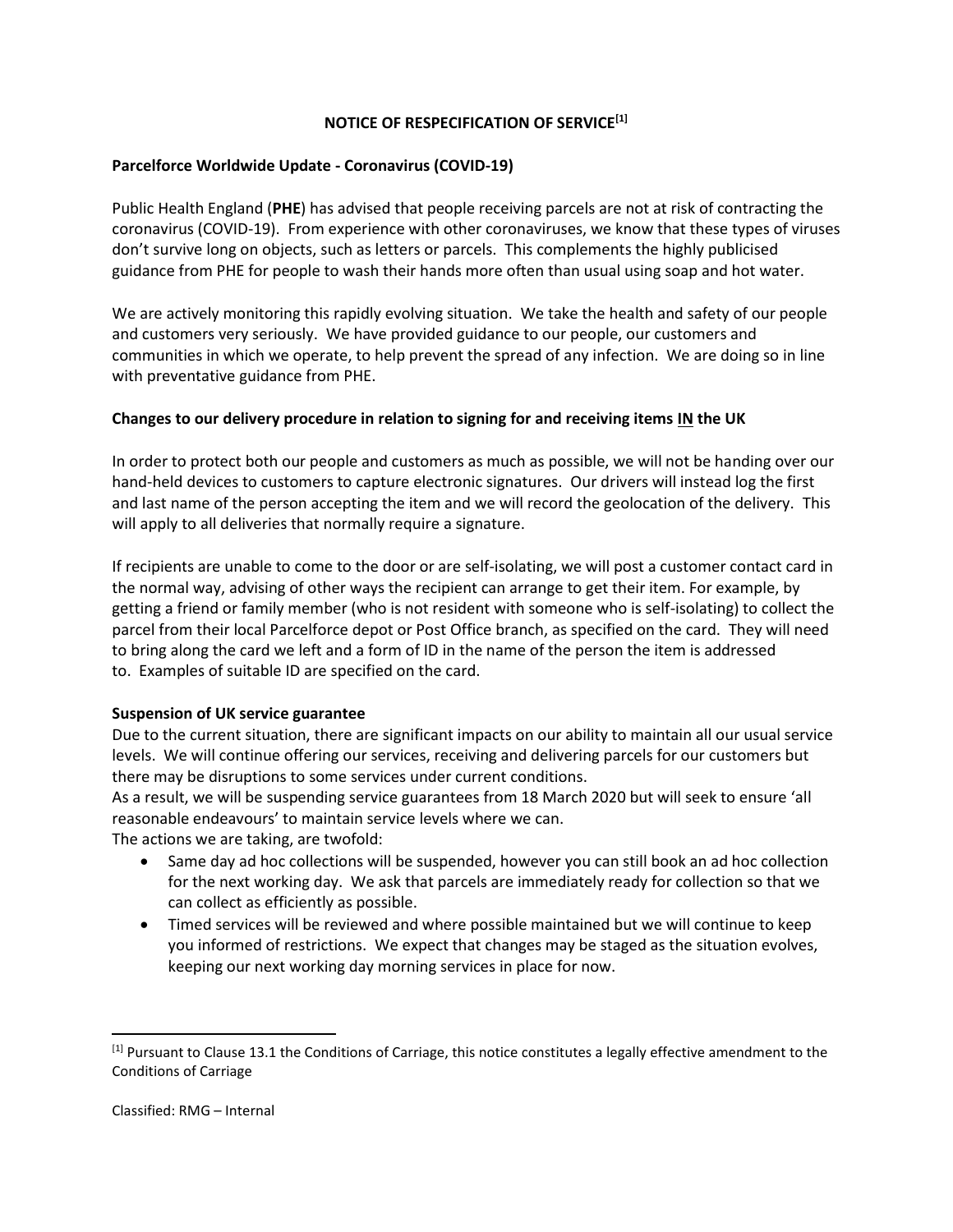# NOTICE OF RESPECIFICATION OF SERVICE[1]

## Parcelforce Worldwide Update - Coronavirus (COVID-19)

Public Health England (**PHE**) has advised that people receiving parcels are not at risk of contracting the coronavirus (COVID-19). From experience with other coronaviruses, we know that these types of viruses don't survive long on objects, such as letters or parcels. This complements the highly publicised guidance from PHE for people to wash their hands more often than usual using soap and hot water.

We are actively monitoring this rapidly evolving situation. We take the health and safety of our people and customers very seriously. We have provided guidance to our people, our customers and communities in which we operate, to help prevent the spread of any infection. We are doing so in line with preventative guidance from PHE.

## Changes to our delivery procedure in relation to signing for and receiving items <u>IN</u> the UK

In order to protect both our people and customers as much as possible, we will not be handing over our hand-held devices to customers to capture electronic signatures. Our drivers will instead log the first and last name of the person accepting the item and we will record the geolocation of the delivery. This will apply to all deliveries that normally require a signature.

If recipients are unable to come to the door or are self-isolating, we will post a customer contact card in the normal way, advising of other ways the recipient can arrange to get their item. For example, by getting a friend or family member (who is not resident with someone who is self-isolating) to collect the parcel from their local Parcelforce depot or Post Office branch, as specified on the card. They will need to bring along the card we left and a form of ID in the name of the person the item is addressed to. Examples of suitable ID are specified on the card.

## Suspension of UK service guarantee

Due to the current situation, there are significant impacts on our ability to maintain all our usual service levels. We will continue offering our services, receiving and delivering parcels for our customers but there may be disruptions to some services under current conditions.

As a result, we will be suspending service guarantees from 18 March 2020 but will seek to ensure 'all reasonable endeavours' to maintain service levels where we can.

The actions we are taking, are twofold:

- Same day ad hoc collections will be suspended, however you can still book an ad hoc collection for the next working day. We ask that parcels are immediately ready for collection so that we can collect as efficiently as possible.
- Timed services will be reviewed and where possible maintained but we will continue to keep you informed of restrictions. We expect that changes may be staged as the situation evolves, keeping our next working day morning services in place for now.

---

[1] Pursuant to Clause 13.1 the Conditions of Carriage, this notice constitutes a legally effective amendment to the Conditions of Carriage

Classified: RMG – Internal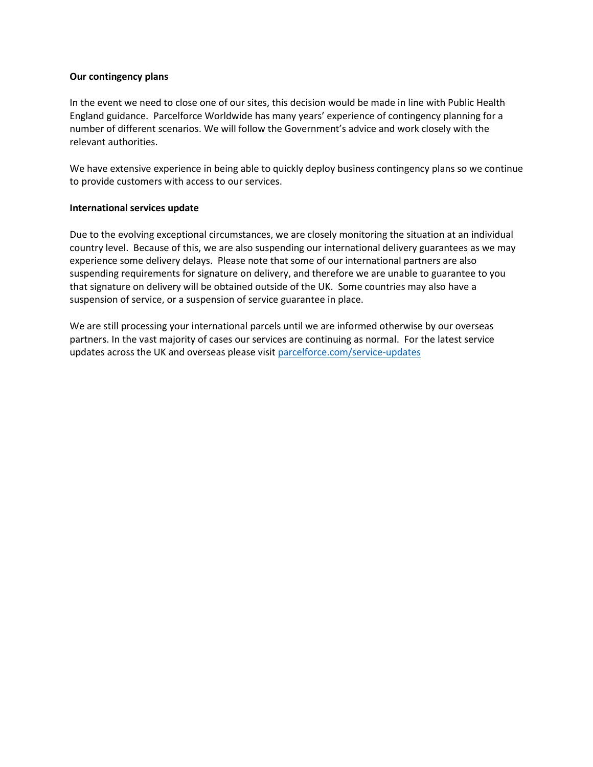**Our contingency plans**

In the event we need to close one of our sites, this decision would be made in line with Public Health England guidance. Parcelforce Worldwide has many years' experience of contingency planning for a number of different scenarios. We will follow the Government's advice and work closely with the relevant authorities.

We have extensive experience in being able to quickly deploy business contingency plans so we continue to provide customers with access to our services.

**International services update**

Due to the evolving exceptional circumstances, we are closely monitoring the situation at an individual country level. Because of this, we are also suspending our international delivery guarantees as we may experience some delivery delays. Please note that some of our international partners are also suspending requirements for signature on delivery, and therefore we are unable to guarantee to you that signature on delivery will be obtained outside of the UK. Some countries may also have a suspension of service, or a suspension of service guarantee in place.

We are still processing your international parcels until we are informed otherwise by our overseas partners. In the vast majority of cases our services are continuing as normal. For the latest service updates across the UK and overseas please visit [parcelforce.com/service-updates](parcelforce.com/service-updates)